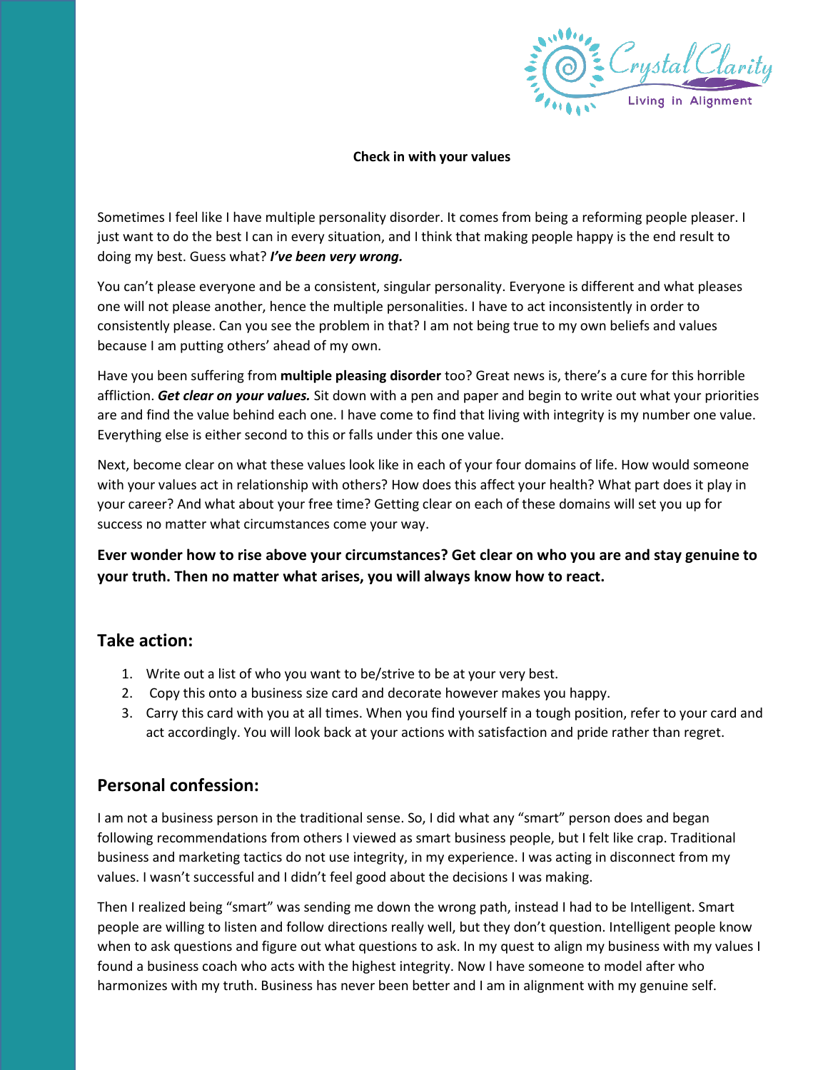Crystal Clarity
Living in Alignment

**Check in with your values**

Sometimes I feel like I have multiple personality disorder. It comes from being a reforming people pleaser. I just want to do the best I can in every situation, and I think that making people happy is the end result to doing my best. Guess what? ***I've been very wrong.***

You can't please everyone and be a consistent, singular personality. Everyone is different and what pleases one will not please another, hence the multiple personalities. I have to act inconsistently in order to consistently please. Can you see the problem in that? I am not being true to my own beliefs and values because I am putting others' ahead of my own.

Have you been suffering from **multiple pleasing disorder** too? Great news is, there's a cure for this horrible affliction. ***Get clear on your values.*** Sit down with a pen and paper and begin to write out what your priorities are and find the value behind each one. I have come to find that living with integrity is my number one value. Everything else is either second to this or falls under this one value.

Next, become clear on what these values look like in each of your four domains of life. How would someone with your values act in relationship with others? How does this affect your health? What part does it play in your career? And what about your free time? Getting clear on each of these domains will set you up for success no matter what circumstances come your way.

**Ever wonder how to rise above your circumstances? Get clear on who you are and stay genuine to your truth. Then no matter what arises, you will always know how to react.**

## Take action:

1. Write out a list of who you want to be/strive to be at your very best.
2. Copy this onto a business size card and decorate however makes you happy.
3. Carry this card with you at all times. When you find yourself in a tough position, refer to your card and act accordingly. You will look back at your actions with satisfaction and pride rather than regret.

## Personal confession:

I am not a business person in the traditional sense. So, I did what any "smart" person does and began following recommendations from others I viewed as smart business people, but I felt like crap. Traditional business and marketing tactics do not use integrity, in my experience. I was acting in disconnect from my values. I wasn't successful and I didn't feel good about the decisions I was making.

Then I realized being "smart" was sending me down the wrong path, instead I had to be Intelligent. Smart people are willing to listen and follow directions really well, but they don't question. Intelligent people know when to ask questions and figure out what questions to ask. In my quest to align my business with my values I found a business coach who acts with the highest integrity. Now I have someone to model after who harmonizes with my truth. Business has never been better and I am in alignment with my genuine self.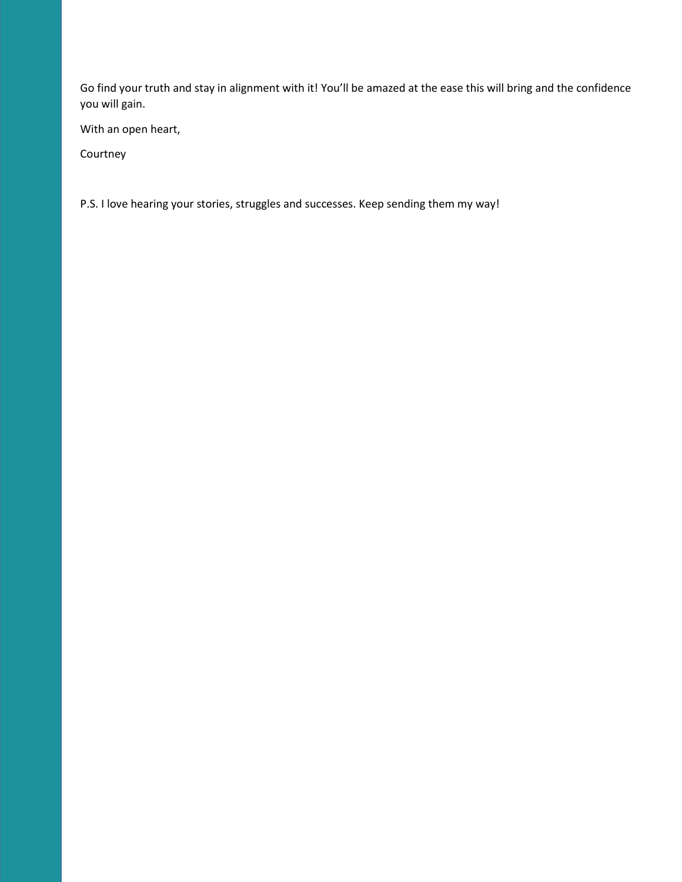Go find your truth and stay in alignment with it! You'll be amazed at the ease this will bring and the confidence you will gain.

With an open heart,

Courtney

P.S. I love hearing your stories, struggles and successes. Keep sending them my way!